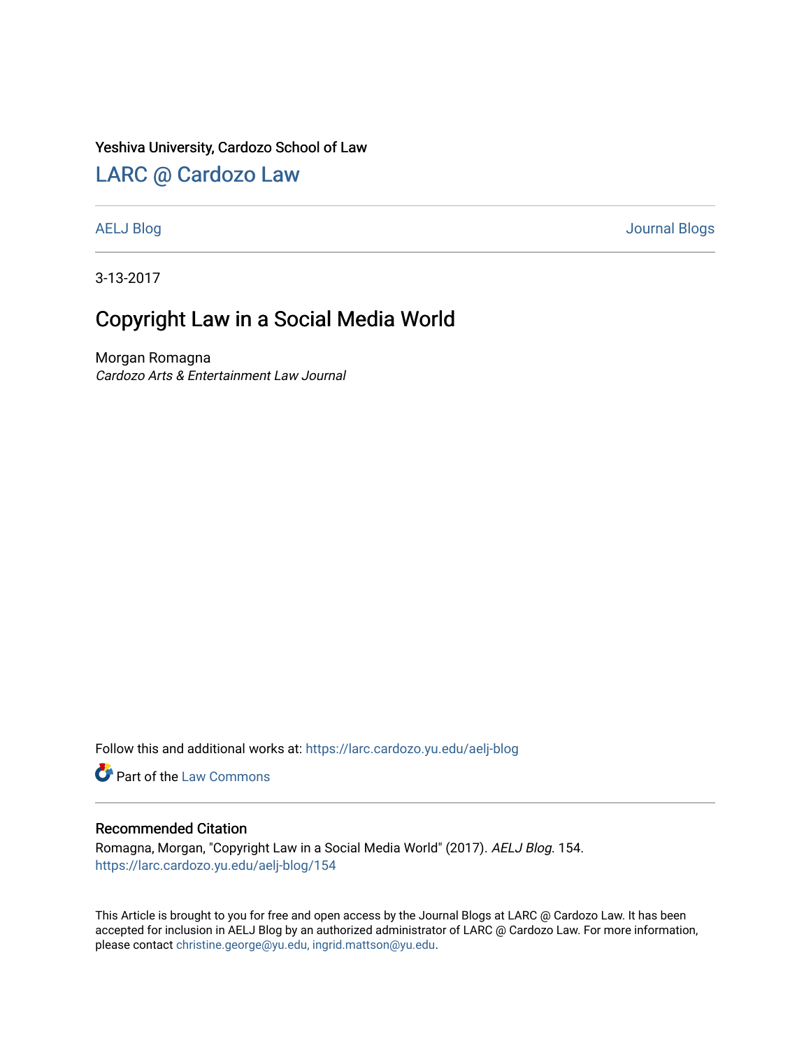Yeshiva University, Cardozo School of Law

## LARC @ Cardozo Law

AELJ Blog | Journal Blogs

3-13-2017

# Copyright Law in a Social Media World

Morgan Romagna
*Cardozo Arts & Entertainment Law Journal*

Follow this and additional works at: https://larc.cardozo.yu.edu/aelj-blog

Part of the Law Commons

### Recommended Citation

Romagna, Morgan, "Copyright Law in a Social Media World" (2017). *AELJ Blog*. 154.
https://larc.cardozo.yu.edu/aelj-blog/154

This Article is brought to you for free and open access by the Journal Blogs at LARC @ Cardozo Law. It has been accepted for inclusion in AELJ Blog by an authorized administrator of LARC @ Cardozo Law. For more information, please contact christine.george@yu.edu, ingrid.mattson@yu.edu.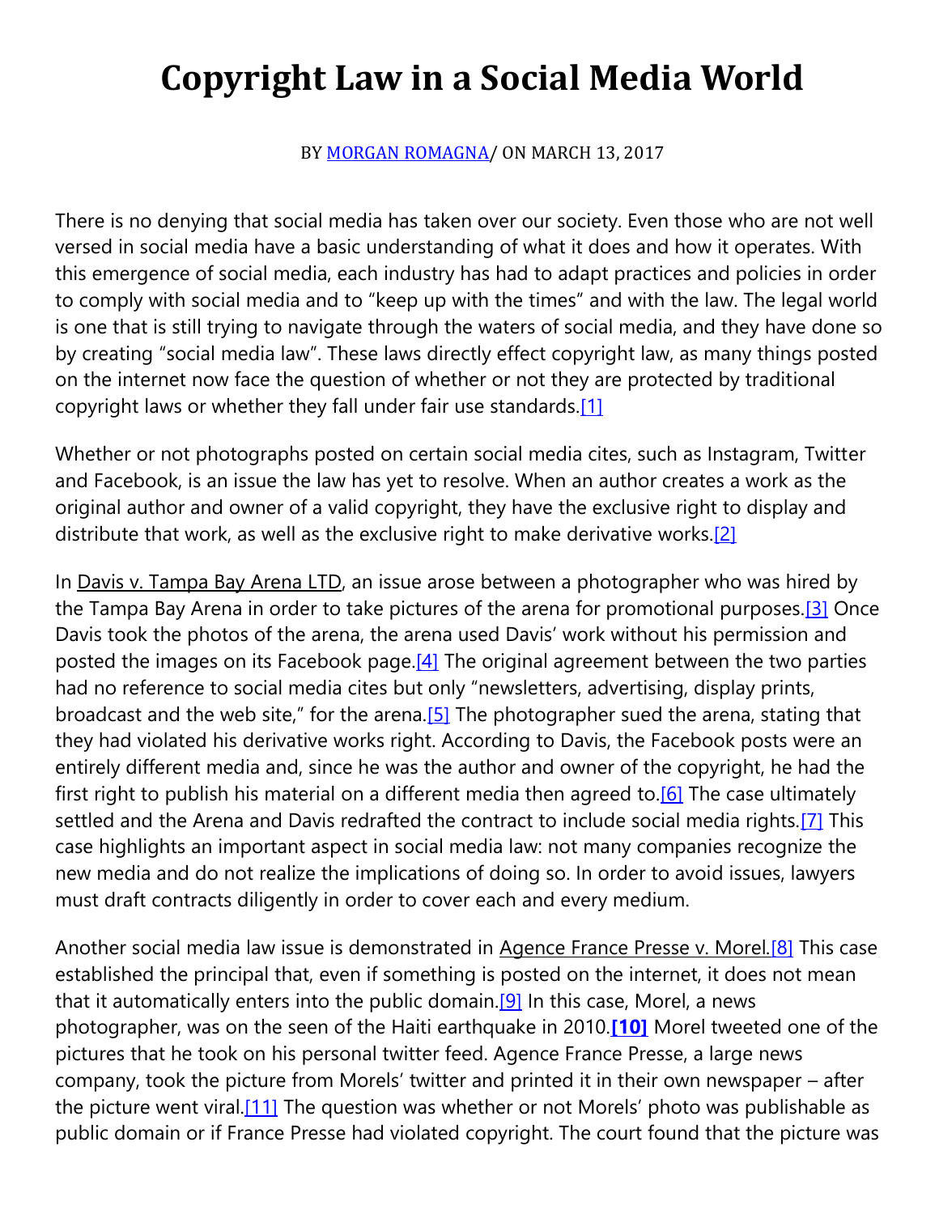# Copyright Law in a Social Media World

BY [MORGAN ROMAGNA](#)/ ON MARCH 13, 2017

There is no denying that social media has taken over our society. Even those who are not well versed in social media have a basic understanding of what it does and how it operates. With this emergence of social media, each industry has had to adapt practices and policies in order to comply with social media and to "keep up with the times" and with the law. The legal world is one that is still trying to navigate through the waters of social media, and they have done so by creating "social media law". These laws directly effect copyright law, as many things posted on the internet now face the question of whether or not they are protected by traditional copyright laws or whether they fall under fair use standards.[1]

Whether or not photographs posted on certain social media cites, such as Instagram, Twitter and Facebook, is an issue the law has yet to resolve. When an author creates a work as the original author and owner of a valid copyright, they have the exclusive right to display and distribute that work, as well as the exclusive right to make derivative works.[2]

In Davis v. Tampa Bay Arena LTD, an issue arose between a photographer who was hired by the Tampa Bay Arena in order to take pictures of the arena for promotional purposes.[3] Once Davis took the photos of the arena, the arena used Davis' work without his permission and posted the images on its Facebook page.[4] The original agreement between the two parties had no reference to social media cites but only "newsletters, advertising, display prints, broadcast and the web site," for the arena.[5] The photographer sued the arena, stating that they had violated his derivative works right. According to Davis, the Facebook posts were an entirely different media and, since he was the author and owner of the copyright, he had the first right to publish his material on a different media then agreed to.[6] The case ultimately settled and the Arena and Davis redrafted the contract to include social media rights.[7] This case highlights an important aspect in social media law: not many companies recognize the new media and do not realize the implications of doing so. In order to avoid issues, lawyers must draft contracts diligently in order to cover each and every medium.

Another social media law issue is demonstrated in Agence France Presse v. Morel.[8] This case established the principal that, even if something is posted on the internet, it does not mean that it automatically enters into the public domain.[9] In this case, Morel, a news photographer, was on the seen of the Haiti earthquake in 2010.**[10]** Morel tweeted one of the pictures that he took on his personal twitter feed. Agence France Presse, a large news company, took the picture from Morels' twitter and printed it in their own newspaper – after the picture went viral.[11] The question was whether or not Morels' photo was publishable as public domain or if France Presse had violated copyright. The court found that the picture was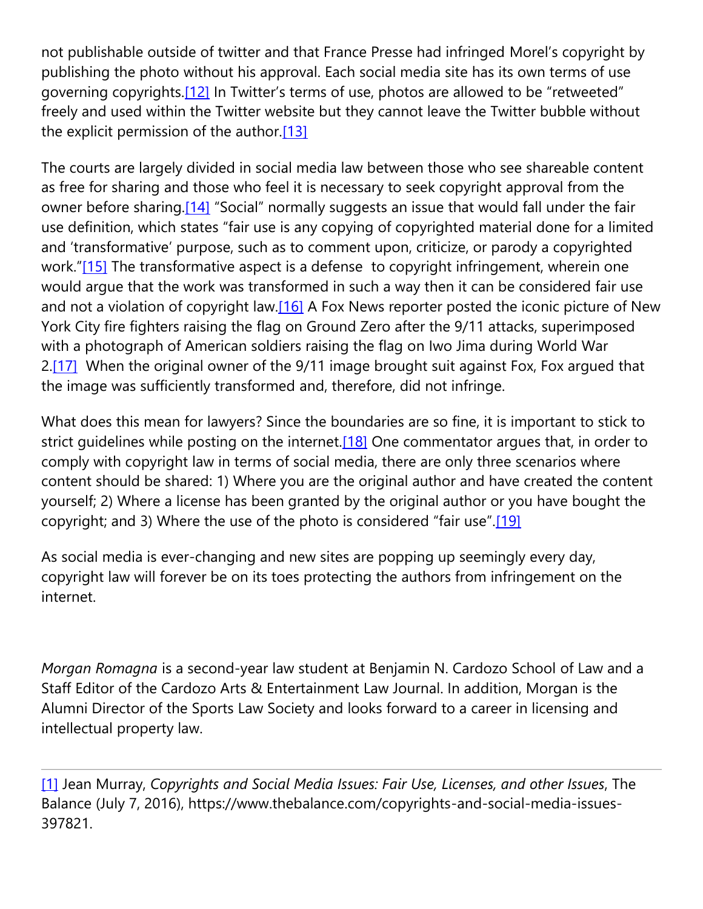not publishable outside of twitter and that France Presse had infringed Morel's copyright by publishing the photo without his approval. Each social media site has its own terms of use governing copyrights.[12] In Twitter's terms of use, photos are allowed to be "retweeted" freely and used within the Twitter website but they cannot leave the Twitter bubble without the explicit permission of the author.[13]

The courts are largely divided in social media law between those who see shareable content as free for sharing and those who feel it is necessary to seek copyright approval from the owner before sharing.[14] "Social" normally suggests an issue that would fall under the fair use definition, which states "fair use is any copying of copyrighted material done for a limited and 'transformative' purpose, such as to comment upon, criticize, or parody a copyrighted work."[15] The transformative aspect is a defense to copyright infringement, wherein one would argue that the work was transformed in such a way then it can be considered fair use and not a violation of copyright law.[16] A Fox News reporter posted the iconic picture of New York City fire fighters raising the flag on Ground Zero after the 9/11 attacks, superimposed with a photograph of American soldiers raising the flag on Iwo Jima during World War 2.[17] When the original owner of the 9/11 image brought suit against Fox, Fox argued that the image was sufficiently transformed and, therefore, did not infringe.

What does this mean for lawyers? Since the boundaries are so fine, it is important to stick to strict guidelines while posting on the internet.[18] One commentator argues that, in order to comply with copyright law in terms of social media, there are only three scenarios where content should be shared: 1) Where you are the original author and have created the content yourself; 2) Where a license has been granted by the original author or you have bought the copyright; and 3) Where the use of the photo is considered "fair use".[19]

As social media is ever-changing and new sites are popping up seemingly every day, copyright law will forever be on its toes protecting the authors from infringement on the internet.

*Morgan Romagna* is a second-year law student at Benjamin N. Cardozo School of Law and a Staff Editor of the Cardozo Arts & Entertainment Law Journal. In addition, Morgan is the Alumni Director of the Sports Law Society and looks forward to a career in licensing and intellectual property law.

---

[1] Jean Murray, *Copyrights and Social Media Issues: Fair Use, Licenses, and other Issues*, The Balance (July 7, 2016), https://www.thebalance.com/copyrights-and-social-media-issues-397821.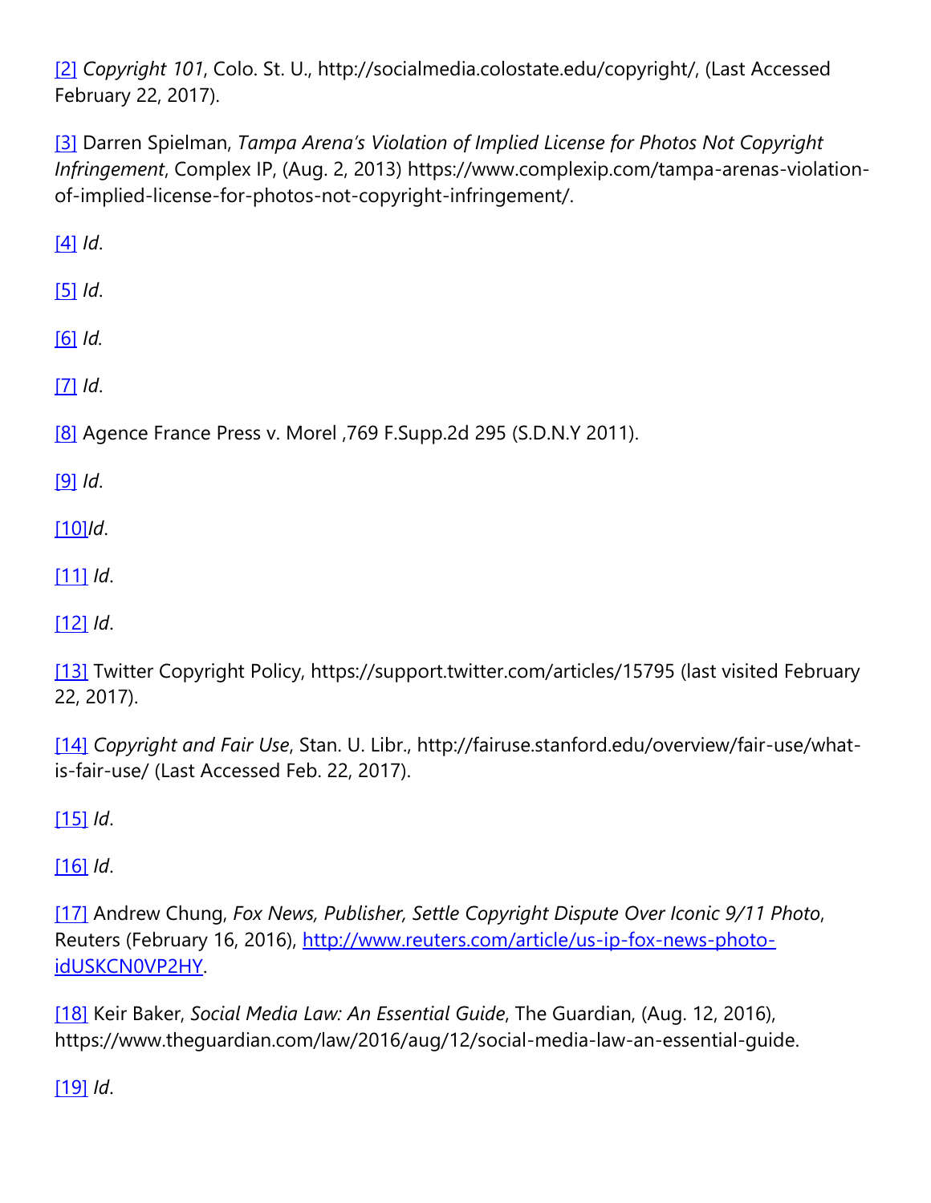[2] *Copyright 101*, Colo. St. U., http://socialmedia.colostate.edu/copyright/, (Last Accessed February 22, 2017).

[3] Darren Spielman, *Tampa Arena's Violation of Implied License for Photos Not Copyright Infringement*, Complex IP, (Aug. 2, 2013) https://www.complexip.com/tampa-arenas-violation-of-implied-license-for-photos-not-copyright-infringement/.

[4] *Id*.

[5] *Id*.

[6] *Id.*

[7] *Id*.

[8] Agence France Press v. Morel ,769 F.Supp.2d 295 (S.D.N.Y 2011).

[9] *Id*.

[10]*Id*.

[11] *Id*.

[12] *Id*.

[13] Twitter Copyright Policy, https://support.twitter.com/articles/15795 (last visited February 22, 2017).

[14] *Copyright and Fair Use*, Stan. U. Libr., http://fairuse.stanford.edu/overview/fair-use/what-is-fair-use/ (Last Accessed Feb. 22, 2017).

[15] *Id*.

[16] *Id*.

[17] Andrew Chung, *Fox News, Publisher, Settle Copyright Dispute Over Iconic 9/11 Photo*, Reuters (February 16, 2016), http://www.reuters.com/article/us-ip-fox-news-photo-idUSKCN0VP2HY.

[18] Keir Baker, *Social Media Law: An Essential Guide*, The Guardian, (Aug. 12, 2016), https://www.theguardian.com/law/2016/aug/12/social-media-law-an-essential-guide.

[19] *Id*.